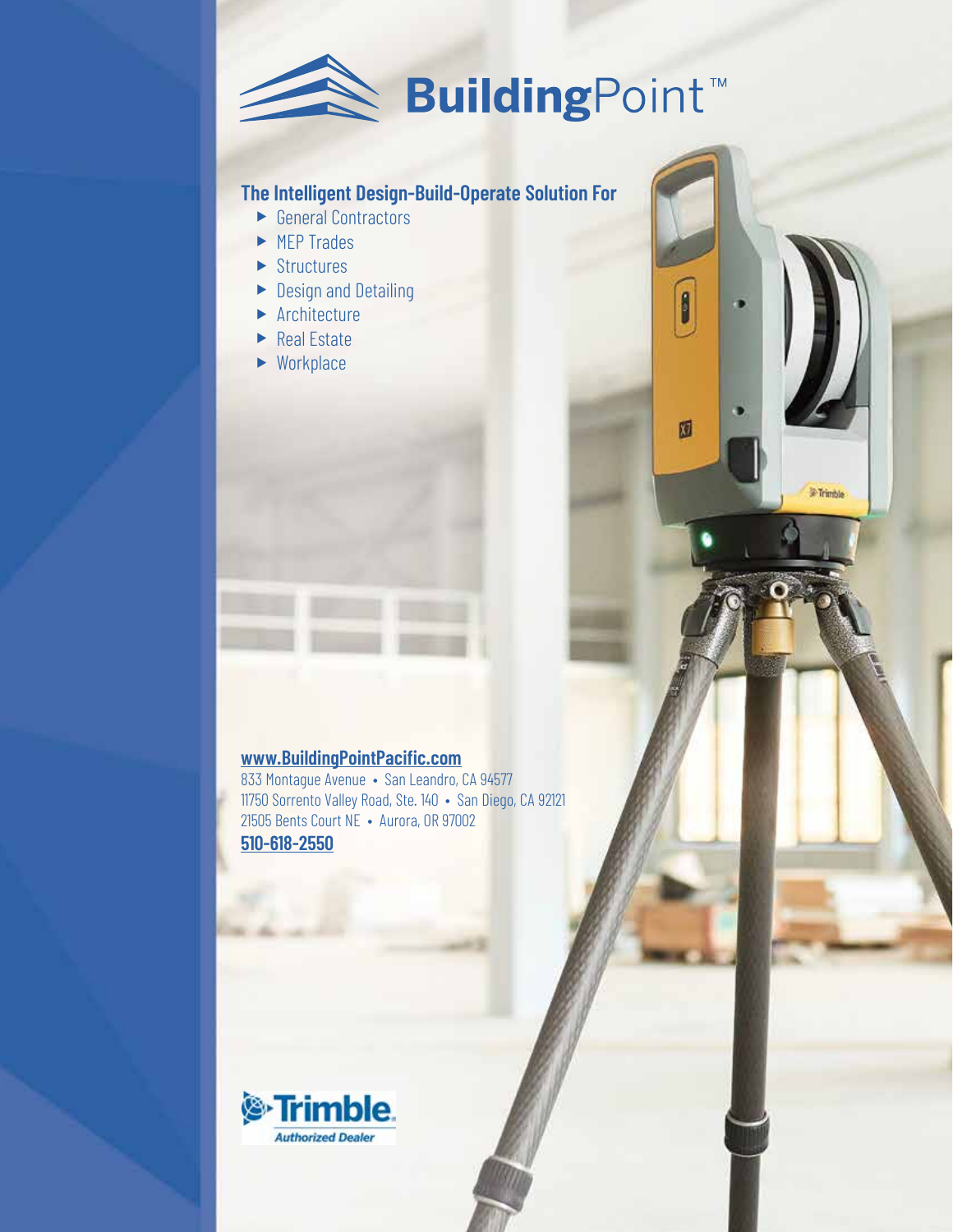# BuildingPoint™

## The Intelligent Design-Build-Operate Solution For

- General Contractors
- MEP Trades
- Structures
- Design and Detailing
- Architecture
- Real Estate
- Workplace

**www.BuildingPointPacific.com**

833 Montague Avenue • San Leandro, CA 94577
11750 Sorrento Valley Road, Ste. 140 • San Diego, CA 92121
21505 Bents Court NE • Aurora, OR 97002

**510-618-2550**

Trimble. Authorized Dealer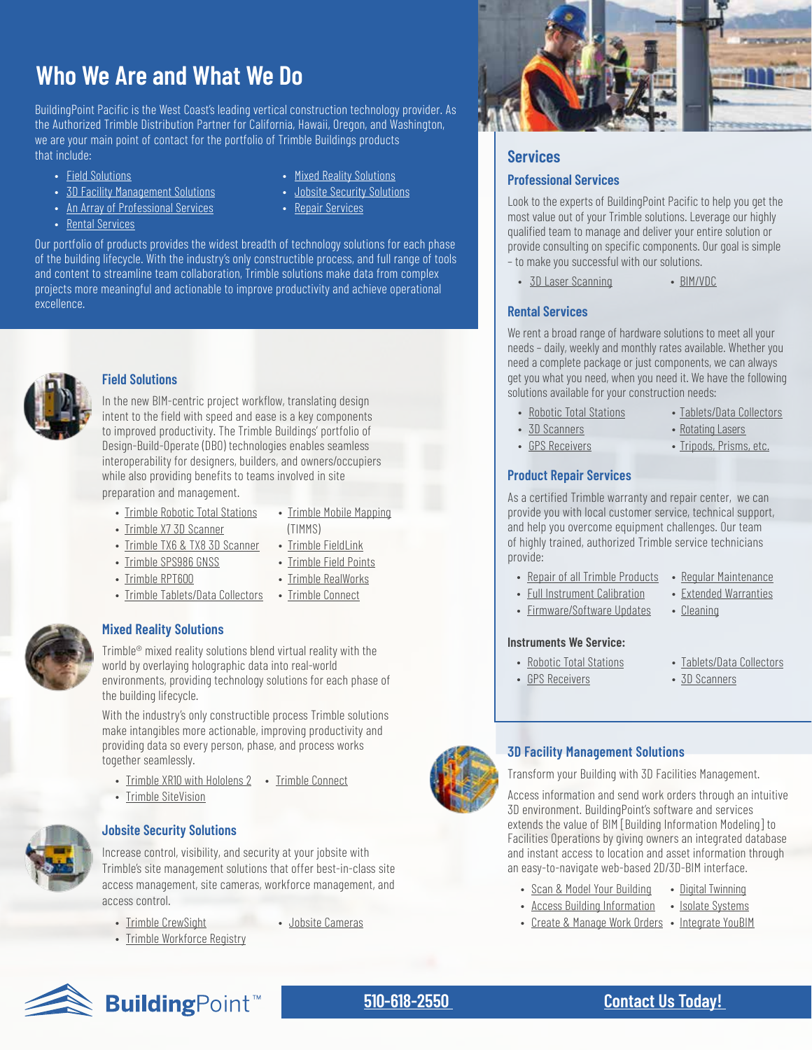# Who We Are and What We Do

BuildingPoint Pacific is the West Coast's leading vertical construction technology provider. As the Authorized Trimble Distribution Partner for California, Hawaii, Oregon, and Washington, we are your main point of contact for the portfolio of Trimble Buildings products that include:

- Field Solutions
- 3D Facility Management Solutions
- An Array of Professional Services
- Rental Services
- Mixed Reality Solutions
- Jobsite Security Solutions
- Repair Services

Our portfolio of products provides the widest breadth of technology solutions for each phase of the building lifecycle. With the industry's only constructible process, and full range of tools and content to streamline team collaboration, Trimble solutions make data from complex projects more meaningful and actionable to improve productivity and achieve operational excellence.

## Field Solutions

In the new BIM-centric project workflow, translating design intent to the field with speed and ease is a key components to improved productivity. The Trimble Buildings' portfolio of Design-Build-Operate (DBO) technologies enables seamless interoperability for designers, builders, and owners/occupiers while also providing benefits to teams involved in site preparation and management.

- Trimble Robotic Total Stations
- Trimble X7 3D Scanner
- Trimble TX6 & TX8 3D Scanner
- Trimble SPS986 GNSS
- Trimble RPT600
- Trimble Tablets/Data Collectors
- Trimble Mobile Mapping (TIMMS)
- Trimble FieldLink
- Trimble Field Points
- Trimble RealWorks
- Trimble Connect

## Mixed Reality Solutions

Trimble® mixed reality solutions blend virtual reality with the world by overlaying holographic data into real-world environments, providing technology solutions for each phase of the building lifecycle.

With the industry's only constructible process Trimble solutions make intangibles more actionable, improving productivity and providing data so every person, phase, and process works together seamlessly.

- Trimble XR10 with Hololens 2
- Trimble SiteVision
- Trimble Connect

## Jobsite Security Solutions

Increase control, visibility, and security at your jobsite with Trimble's site management solutions that offer best-in-class site access management, site cameras, workforce management, and access control.

- Trimble CrewSight
- Trimble Workforce Registry
- Jobsite Cameras

## Services

### Professional Services

Look to the experts of BuildingPoint Pacific to help you get the most value out of your Trimble solutions. Leverage our highly qualified team to manage and deliver your entire solution or provide consulting on specific components. Our goal is simple – to make you successful with our solutions.

- 3D Laser Scanning
- BIM/VDC

### Rental Services

We rent a broad range of hardware solutions to meet all your needs – daily, weekly and monthly rates available. Whether you need a complete package or just components, we can always get you what you need, when you need it. We have the following solutions available for your construction needs:

- Robotic Total Stations
- 3D Scanners
- GPS Receivers
- Tablets/Data Collectors
- Rotating Lasers
- Tripods, Prisms, etc.

### Product Repair Services

As a certified Trimble warranty and repair center, we can provide you with local customer service, technical support, and help you overcome equipment challenges. Our team of highly trained, authorized Trimble service technicians provide:

- Repair of all Trimble Products
- Full Instrument Calibration
- Firmware/Software Updates
- Regular Maintenance
- Extended Warranties
- Cleaning

#### Instruments We Service:

- Robotic Total Stations
- GPS Receivers
- Tablets/Data Collectors
- 3D Scanners

## 3D Facility Management Solutions

Transform your Building with 3D Facilities Management.

Access information and send work orders through an intuitive 3D environment. BuildingPoint's software and services extends the value of BIM [Building Information Modeling] to Facilities Operations by giving owners an integrated database and instant access to location and asset information through an easy-to-navigate web-based 2D/3D-BIM interface.

- Scan & Model Your Building
- Access Building Information
- Create & Manage Work Orders
- Digital Twinning
- Isolate Systems
- Integrate YouBIM

**BuildingPoint™**

**510-618-2550**

**Contact Us Today!**